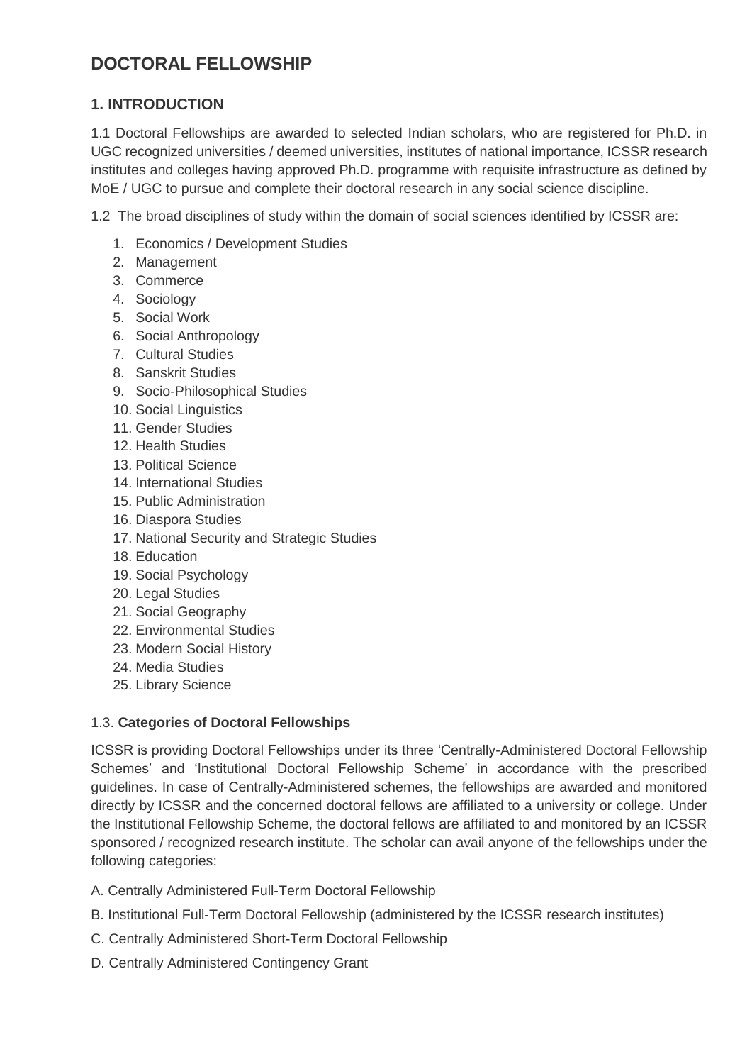# DOCTORAL FELLOWSHIP

## 1. INTRODUCTION

1.1 Doctoral Fellowships are awarded to selected Indian scholars, who are registered for Ph.D. in UGC recognized universities / deemed universities, institutes of national importance, ICSSR research institutes and colleges having approved Ph.D. programme with requisite infrastructure as defined by MoE / UGC to pursue and complete their doctoral research in any social science discipline.

1.2 The broad disciplines of study within the domain of social sciences identified by ICSSR are:

1. Economics / Development Studies
2. Management
3. Commerce
4. Sociology
5. Social Work
6. Social Anthropology
7. Cultural Studies
8. Sanskrit Studies
9. Socio-Philosophical Studies
10. Social Linguistics
11. Gender Studies
12. Health Studies
13. Political Science
14. International Studies
15. Public Administration
16. Diaspora Studies
17. National Security and Strategic Studies
18. Education
19. Social Psychology
20. Legal Studies
21. Social Geography
22. Environmental Studies
23. Modern Social History
24. Media Studies
25. Library Science

1.3. **Categories of Doctoral Fellowships**

ICSSR is providing Doctoral Fellowships under its three 'Centrally-Administered Doctoral Fellowship Schemes' and 'Institutional Doctoral Fellowship Scheme' in accordance with the prescribed guidelines. In case of Centrally-Administered schemes, the fellowships are awarded and monitored directly by ICSSR and the concerned doctoral fellows are affiliated to a university or college. Under the Institutional Fellowship Scheme, the doctoral fellows are affiliated to and monitored by an ICSSR sponsored / recognized research institute. The scholar can avail anyone of the fellowships under the following categories:

A. Centrally Administered Full-Term Doctoral Fellowship

B. Institutional Full-Term Doctoral Fellowship (administered by the ICSSR research institutes)

C. Centrally Administered Short-Term Doctoral Fellowship

D. Centrally Administered Contingency Grant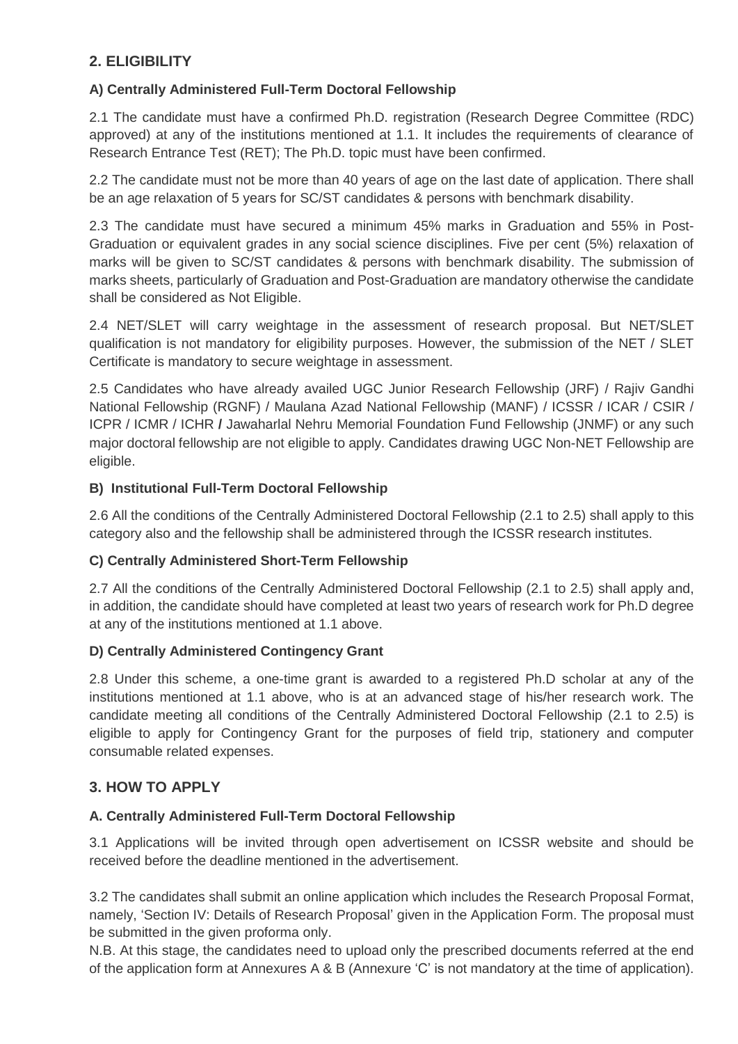## 2. ELIGIBILITY

### A) Centrally Administered Full-Term Doctoral Fellowship

2.1 The candidate must have a confirmed Ph.D. registration (Research Degree Committee (RDC) approved) at any of the institutions mentioned at 1.1. It includes the requirements of clearance of Research Entrance Test (RET); The Ph.D. topic must have been confirmed.

2.2 The candidate must not be more than 40 years of age on the last date of application. There shall be an age relaxation of 5 years for SC/ST candidates & persons with benchmark disability.

2.3 The candidate must have secured a minimum 45% marks in Graduation and 55% in Post-Graduation or equivalent grades in any social science disciplines. Five per cent (5%) relaxation of marks will be given to SC/ST candidates & persons with benchmark disability. The submission of marks sheets, particularly of Graduation and Post-Graduation are mandatory otherwise the candidate shall be considered as Not Eligible.

2.4 NET/SLET will carry weightage in the assessment of research proposal. But NET/SLET qualification is not mandatory for eligibility purposes. However, the submission of the NET / SLET Certificate is mandatory to secure weightage in assessment.

2.5 Candidates who have already availed UGC Junior Research Fellowship (JRF) / Rajiv Gandhi National Fellowship (RGNF) / Maulana Azad National Fellowship (MANF) / ICSSR / ICAR / CSIR / ICPR / ICMR / ICHR **/** Jawaharlal Nehru Memorial Foundation Fund Fellowship (JNMF) or any such major doctoral fellowship are not eligible to apply. Candidates drawing UGC Non-NET Fellowship are eligible.

### B) Institutional Full-Term Doctoral Fellowship

2.6 All the conditions of the Centrally Administered Doctoral Fellowship (2.1 to 2.5) shall apply to this category also and the fellowship shall be administered through the ICSSR research institutes.

### C) Centrally Administered Short-Term Fellowship

2.7 All the conditions of the Centrally Administered Doctoral Fellowship (2.1 to 2.5) shall apply and, in addition, the candidate should have completed at least two years of research work for Ph.D degree at any of the institutions mentioned at 1.1 above.

### D) Centrally Administered Contingency Grant

2.8 Under this scheme, a one-time grant is awarded to a registered Ph.D scholar at any of the institutions mentioned at 1.1 above, who is at an advanced stage of his/her research work. The candidate meeting all conditions of the Centrally Administered Doctoral Fellowship (2.1 to 2.5) is eligible to apply for Contingency Grant for the purposes of field trip, stationery and computer consumable related expenses.

## 3. HOW TO APPLY

### A. Centrally Administered Full-Term Doctoral Fellowship

3.1 Applications will be invited through open advertisement on ICSSR website and should be received before the deadline mentioned in the advertisement.

3.2 The candidates shall submit an online application which includes the Research Proposal Format, namely, 'Section IV: Details of Research Proposal' given in the Application Form. The proposal must be submitted in the given proforma only.

N.B. At this stage, the candidates need to upload only the prescribed documents referred at the end of the application form at Annexures A & B (Annexure 'C' is not mandatory at the time of application).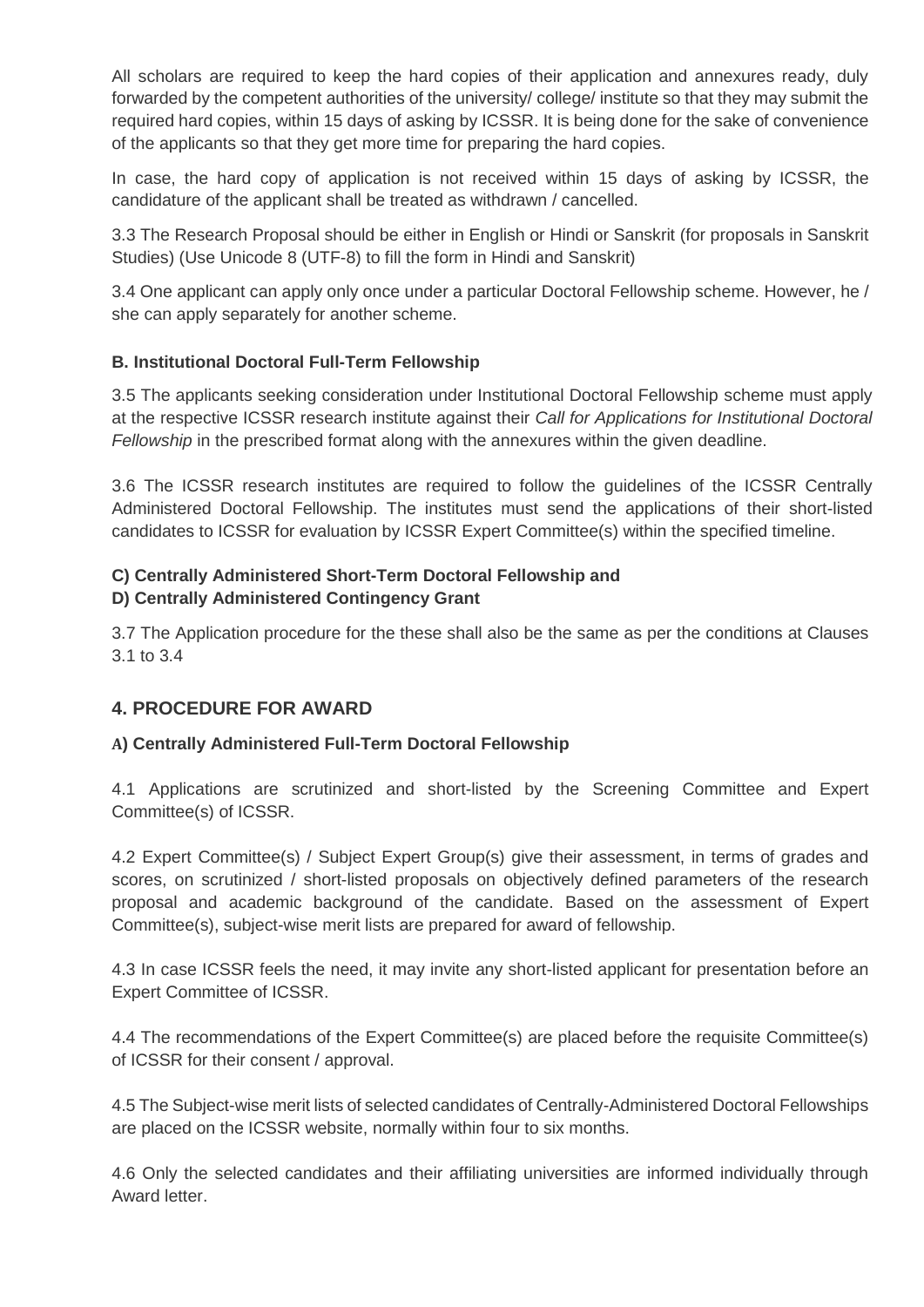All scholars are required to keep the hard copies of their application and annexures ready, duly forwarded by the competent authorities of the university/ college/ institute so that they may submit the required hard copies, within 15 days of asking by ICSSR. It is being done for the sake of convenience of the applicants so that they get more time for preparing the hard copies.

In case, the hard copy of application is not received within 15 days of asking by ICSSR, the candidature of the applicant shall be treated as withdrawn / cancelled.

3.3 The Research Proposal should be either in English or Hindi or Sanskrit (for proposals in Sanskrit Studies) (Use Unicode 8 (UTF-8) to fill the form in Hindi and Sanskrit)

3.4 One applicant can apply only once under a particular Doctoral Fellowship scheme. However, he / she can apply separately for another scheme.

**B. Institutional Doctoral Full-Term Fellowship**

3.5 The applicants seeking consideration under Institutional Doctoral Fellowship scheme must apply at the respective ICSSR research institute against their *Call for Applications for Institutional Doctoral Fellowship* in the prescribed format along with the annexures within the given deadline.

3.6 The ICSSR research institutes are required to follow the guidelines of the ICSSR Centrally Administered Doctoral Fellowship. The institutes must send the applications of their short-listed candidates to ICSSR for evaluation by ICSSR Expert Committee(s) within the specified timeline.

**C) Centrally Administered Short-Term Doctoral Fellowship and**
**D) Centrally Administered Contingency Grant**

3.7 The Application procedure for the these shall also be the same as per the conditions at Clauses 3.1 to 3.4

## 4. PROCEDURE FOR AWARD

**A) Centrally Administered Full-Term Doctoral Fellowship**

4.1 Applications are scrutinized and short-listed by the Screening Committee and Expert Committee(s) of ICSSR.

4.2 Expert Committee(s) / Subject Expert Group(s) give their assessment, in terms of grades and scores, on scrutinized / short-listed proposals on objectively defined parameters of the research proposal and academic background of the candidate. Based on the assessment of Expert Committee(s), subject-wise merit lists are prepared for award of fellowship.

4.3 In case ICSSR feels the need, it may invite any short-listed applicant for presentation before an Expert Committee of ICSSR.

4.4 The recommendations of the Expert Committee(s) are placed before the requisite Committee(s) of ICSSR for their consent / approval.

4.5 The Subject-wise merit lists of selected candidates of Centrally-Administered Doctoral Fellowships are placed on the ICSSR website, normally within four to six months.

4.6 Only the selected candidates and their affiliating universities are informed individually through Award letter.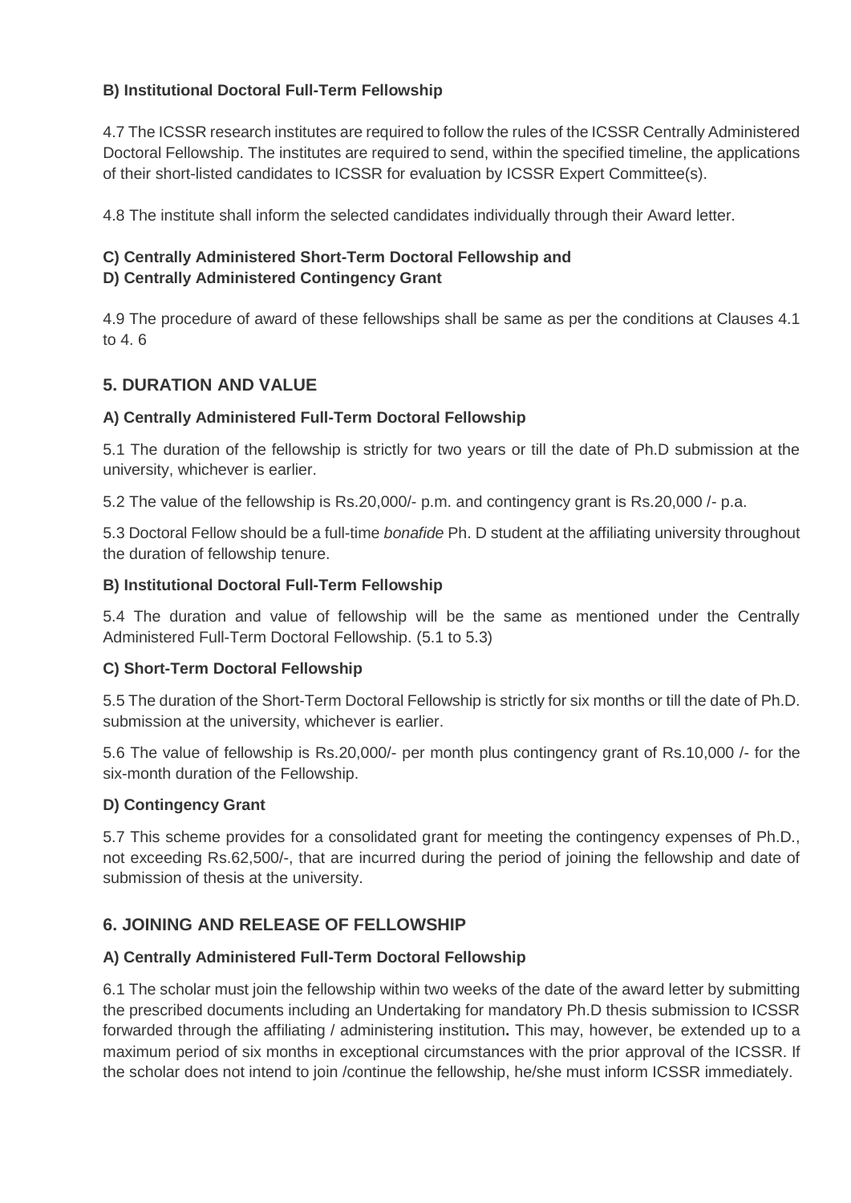#### B) Institutional Doctoral Full-Term Fellowship

4.7 The ICSSR research institutes are required to follow the rules of the ICSSR Centrally Administered Doctoral Fellowship. The institutes are required to send, within the specified timeline, the applications of their short-listed candidates to ICSSR for evaluation by ICSSR Expert Committee(s).

4.8 The institute shall inform the selected candidates individually through their Award letter.

#### C) Centrally Administered Short-Term Doctoral Fellowship and
#### D) Centrally Administered Contingency Grant

4.9 The procedure of award of these fellowships shall be same as per the conditions at Clauses 4.1 to 4. 6

## 5. DURATION AND VALUE

#### A) Centrally Administered Full-Term Doctoral Fellowship

5.1 The duration of the fellowship is strictly for two years or till the date of Ph.D submission at the university, whichever is earlier.

5.2 The value of the fellowship is Rs.20,000/- p.m. and contingency grant is Rs.20,000 /- p.a.

5.3 Doctoral Fellow should be a full-time *bonafide* Ph. D student at the affiliating university throughout the duration of fellowship tenure.

#### B) Institutional Doctoral Full-Term Fellowship

5.4 The duration and value of fellowship will be the same as mentioned under the Centrally Administered Full-Term Doctoral Fellowship. (5.1 to 5.3)

#### C) Short-Term Doctoral Fellowship

5.5 The duration of the Short-Term Doctoral Fellowship is strictly for six months or till the date of Ph.D. submission at the university, whichever is earlier.

5.6 The value of fellowship is Rs.20,000/- per month plus contingency grant of Rs.10,000 /- for the six-month duration of the Fellowship.

#### D) Contingency Grant

5.7 This scheme provides for a consolidated grant for meeting the contingency expenses of Ph.D., not exceeding Rs.62,500/-, that are incurred during the period of joining the fellowship and date of submission of thesis at the university.

## 6. JOINING AND RELEASE OF FELLOWSHIP

#### A) Centrally Administered Full-Term Doctoral Fellowship

6.1 The scholar must join the fellowship within two weeks of the date of the award letter by submitting the prescribed documents including an Undertaking for mandatory Ph.D thesis submission to ICSSR forwarded through the affiliating / administering institution**.** This may, however, be extended up to a maximum period of six months in exceptional circumstances with the prior approval of the ICSSR. If the scholar does not intend to join /continue the fellowship, he/she must inform ICSSR immediately.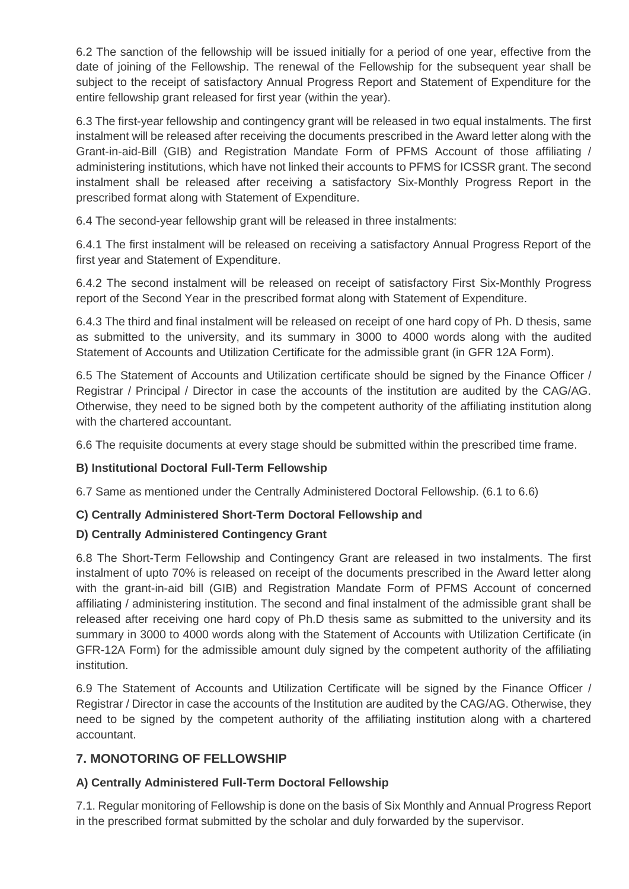6.2 The sanction of the fellowship will be issued initially for a period of one year, effective from the date of joining of the Fellowship. The renewal of the Fellowship for the subsequent year shall be subject to the receipt of satisfactory Annual Progress Report and Statement of Expenditure for the entire fellowship grant released for first year (within the year).

6.3 The first-year fellowship and contingency grant will be released in two equal instalments. The first instalment will be released after receiving the documents prescribed in the Award letter along with the Grant-in-aid-Bill (GIB) and Registration Mandate Form of PFMS Account of those affiliating / administering institutions, which have not linked their accounts to PFMS for ICSSR grant. The second instalment shall be released after receiving a satisfactory Six-Monthly Progress Report in the prescribed format along with Statement of Expenditure.

6.4 The second-year fellowship grant will be released in three instalments:

6.4.1 The first instalment will be released on receiving a satisfactory Annual Progress Report of the first year and Statement of Expenditure.

6.4.2 The second instalment will be released on receipt of satisfactory First Six-Monthly Progress report of the Second Year in the prescribed format along with Statement of Expenditure.

6.4.3 The third and final instalment will be released on receipt of one hard copy of Ph. D thesis, same as submitted to the university, and its summary in 3000 to 4000 words along with the audited Statement of Accounts and Utilization Certificate for the admissible grant (in GFR 12A Form).

6.5 The Statement of Accounts and Utilization certificate should be signed by the Finance Officer / Registrar / Principal / Director in case the accounts of the institution are audited by the CAG/AG. Otherwise, they need to be signed both by the competent authority of the affiliating institution along with the chartered accountant.

6.6 The requisite documents at every stage should be submitted within the prescribed time frame.

**B) Institutional Doctoral Full-Term Fellowship**

6.7 Same as mentioned under the Centrally Administered Doctoral Fellowship. (6.1 to 6.6)

**C) Centrally Administered Short-Term Doctoral Fellowship and**

**D) Centrally Administered Contingency Grant**

6.8 The Short-Term Fellowship and Contingency Grant are released in two instalments. The first instalment of upto 70% is released on receipt of the documents prescribed in the Award letter along with the grant-in-aid bill (GIB) and Registration Mandate Form of PFMS Account of concerned affiliating / administering institution. The second and final instalment of the admissible grant shall be released after receiving one hard copy of Ph.D thesis same as submitted to the university and its summary in 3000 to 4000 words along with the Statement of Accounts with Utilization Certificate (in GFR-12A Form) for the admissible amount duly signed by the competent authority of the affiliating institution.

6.9 The Statement of Accounts and Utilization Certificate will be signed by the Finance Officer / Registrar / Director in case the accounts of the Institution are audited by the CAG/AG. Otherwise, they need to be signed by the competent authority of the affiliating institution along with a chartered accountant.

## 7. MONOTORING OF FELLOWSHIP

**A) Centrally Administered Full-Term Doctoral Fellowship**

7.1. Regular monitoring of Fellowship is done on the basis of Six Monthly and Annual Progress Report in the prescribed format submitted by the scholar and duly forwarded by the supervisor.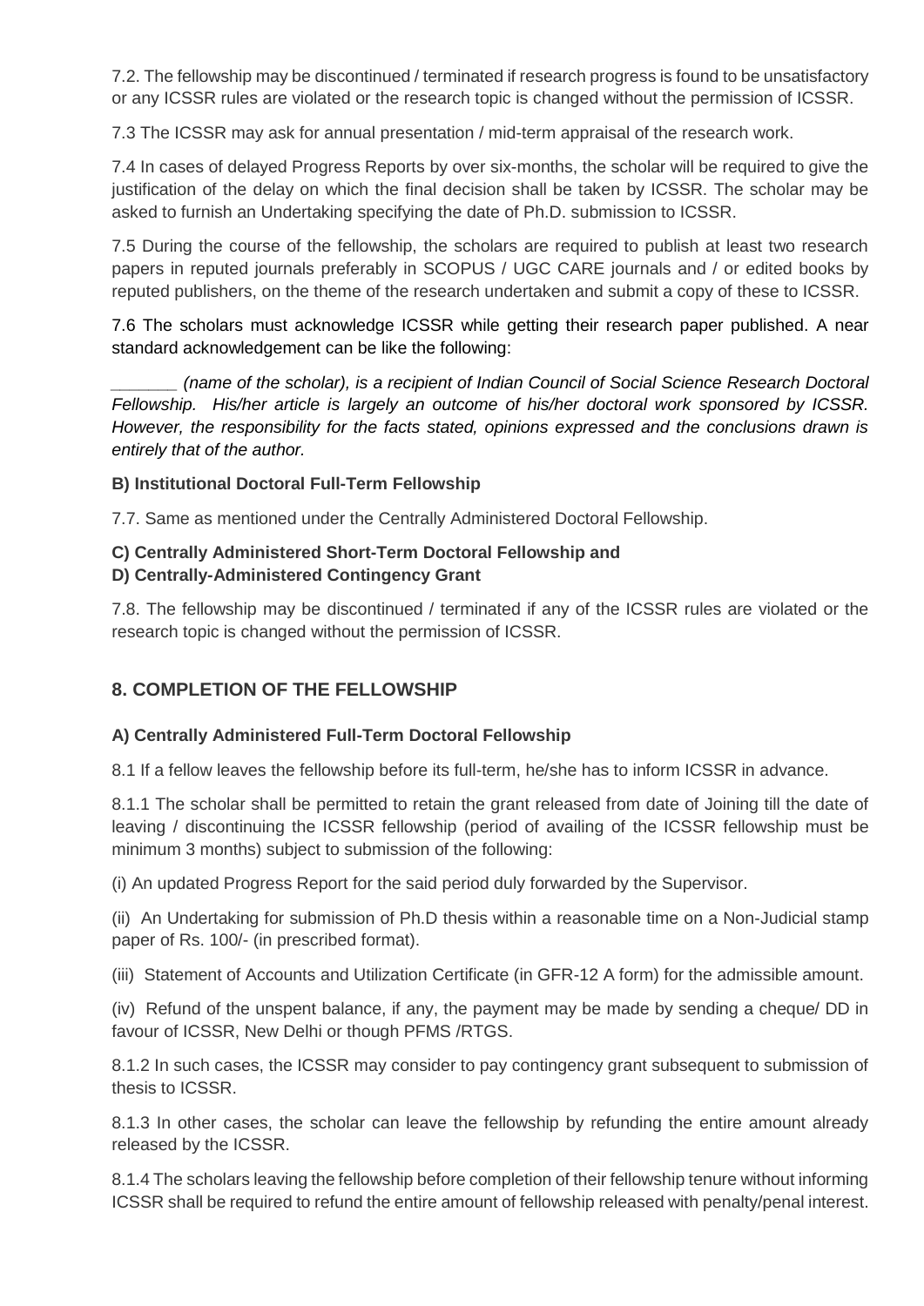7.2. The fellowship may be discontinued / terminated if research progress is found to be unsatisfactory or any ICSSR rules are violated or the research topic is changed without the permission of ICSSR.

7.3 The ICSSR may ask for annual presentation / mid-term appraisal of the research work.

7.4 In cases of delayed Progress Reports by over six-months, the scholar will be required to give the justification of the delay on which the final decision shall be taken by ICSSR. The scholar may be asked to furnish an Undertaking specifying the date of Ph.D. submission to ICSSR.

7.5 During the course of the fellowship, the scholars are required to publish at least two research papers in reputed journals preferably in SCOPUS / UGC CARE journals and / or edited books by reputed publishers, on the theme of the research undertaken and submit a copy of these to ICSSR.

7.6 The scholars must acknowledge ICSSR while getting their research paper published. A near standard acknowledgement can be like the following:

*_______ (name of the scholar), is a recipient of Indian Council of Social Science Research Doctoral Fellowship. His/her article is largely an outcome of his/her doctoral work sponsored by ICSSR. However, the responsibility for the facts stated, opinions expressed and the conclusions drawn is entirely that of the author.*

**B) Institutional Doctoral Full-Term Fellowship**

7.7. Same as mentioned under the Centrally Administered Doctoral Fellowship.

**C) Centrally Administered Short-Term Doctoral Fellowship and**
**D) Centrally-Administered Contingency Grant**

7.8. The fellowship may be discontinued / terminated if any of the ICSSR rules are violated or the research topic is changed without the permission of ICSSR.

## 8. COMPLETION OF THE FELLOWSHIP

**A) Centrally Administered Full-Term Doctoral Fellowship**

8.1 If a fellow leaves the fellowship before its full-term, he/she has to inform ICSSR in advance.

8.1.1 The scholar shall be permitted to retain the grant released from date of Joining till the date of leaving / discontinuing the ICSSR fellowship (period of availing of the ICSSR fellowship must be minimum 3 months) subject to submission of the following:

(i) An updated Progress Report for the said period duly forwarded by the Supervisor.

(ii) An Undertaking for submission of Ph.D thesis within a reasonable time on a Non-Judicial stamp paper of Rs. 100/- (in prescribed format).

(iii) Statement of Accounts and Utilization Certificate (in GFR-12 A form) for the admissible amount.

(iv) Refund of the unspent balance, if any, the payment may be made by sending a cheque/ DD in favour of ICSSR, New Delhi or though PFMS /RTGS.

8.1.2 In such cases, the ICSSR may consider to pay contingency grant subsequent to submission of thesis to ICSSR.

8.1.3 In other cases, the scholar can leave the fellowship by refunding the entire amount already released by the ICSSR.

8.1.4 The scholars leaving the fellowship before completion of their fellowship tenure without informing ICSSR shall be required to refund the entire amount of fellowship released with penalty/penal interest.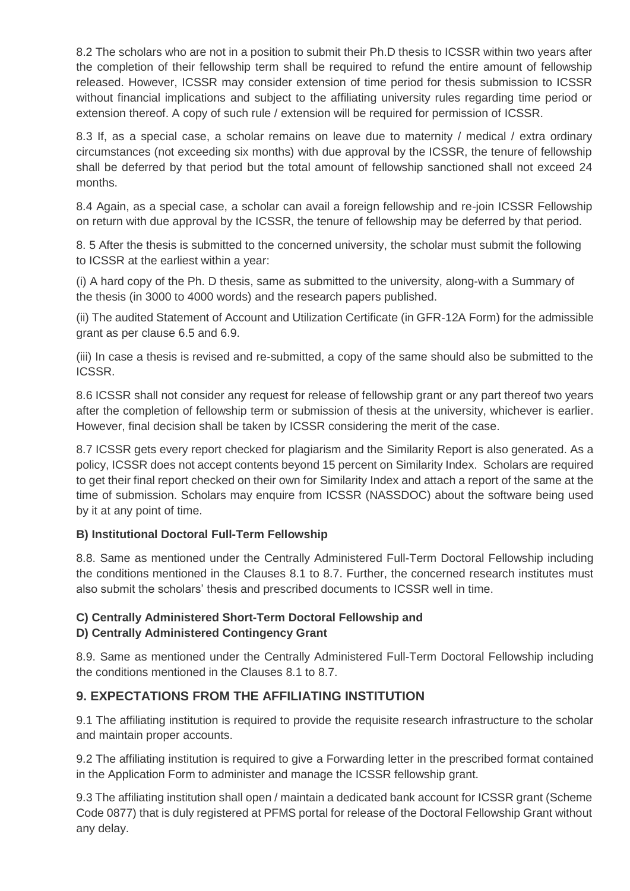8.2 The scholars who are not in a position to submit their Ph.D thesis to ICSSR within two years after the completion of their fellowship term shall be required to refund the entire amount of fellowship released. However, ICSSR may consider extension of time period for thesis submission to ICSSR without financial implications and subject to the affiliating university rules regarding time period or extension thereof. A copy of such rule / extension will be required for permission of ICSSR.

8.3 If, as a special case, a scholar remains on leave due to maternity / medical / extra ordinary circumstances (not exceeding six months) with due approval by the ICSSR, the tenure of fellowship shall be deferred by that period but the total amount of fellowship sanctioned shall not exceed 24 months.

8.4 Again, as a special case, a scholar can avail a foreign fellowship and re-join ICSSR Fellowship on return with due approval by the ICSSR, the tenure of fellowship may be deferred by that period.

8. 5 After the thesis is submitted to the concerned university, the scholar must submit the following to ICSSR at the earliest within a year:

(i) A hard copy of the Ph. D thesis, same as submitted to the university, along-with a Summary of the thesis (in 3000 to 4000 words) and the research papers published.

(ii) The audited Statement of Account and Utilization Certificate (in GFR-12A Form) for the admissible grant as per clause 6.5 and 6.9.

(iii) In case a thesis is revised and re-submitted, a copy of the same should also be submitted to the ICSSR.

8.6 ICSSR shall not consider any request for release of fellowship grant or any part thereof two years after the completion of fellowship term or submission of thesis at the university, whichever is earlier. However, final decision shall be taken by ICSSR considering the merit of the case.

8.7 ICSSR gets every report checked for plagiarism and the Similarity Report is also generated. As a policy, ICSSR does not accept contents beyond 15 percent on Similarity Index. Scholars are required to get their final report checked on their own for Similarity Index and attach a report of the same at the time of submission. Scholars may enquire from ICSSR (NASSDOC) about the software being used by it at any point of time.

**B) Institutional Doctoral Full-Term Fellowship**

8.8. Same as mentioned under the Centrally Administered Full-Term Doctoral Fellowship including the conditions mentioned in the Clauses 8.1 to 8.7. Further, the concerned research institutes must also submit the scholars' thesis and prescribed documents to ICSSR well in time.

**C) Centrally Administered Short-Term Doctoral Fellowship and**
**D) Centrally Administered Contingency Grant**

8.9. Same as mentioned under the Centrally Administered Full-Term Doctoral Fellowship including the conditions mentioned in the Clauses 8.1 to 8.7.

## 9. EXPECTATIONS FROM THE AFFILIATING INSTITUTION

9.1 The affiliating institution is required to provide the requisite research infrastructure to the scholar and maintain proper accounts.

9.2 The affiliating institution is required to give a Forwarding letter in the prescribed format contained in the Application Form to administer and manage the ICSSR fellowship grant.

9.3 The affiliating institution shall open / maintain a dedicated bank account for ICSSR grant (Scheme Code 0877) that is duly registered at PFMS portal for release of the Doctoral Fellowship Grant without any delay.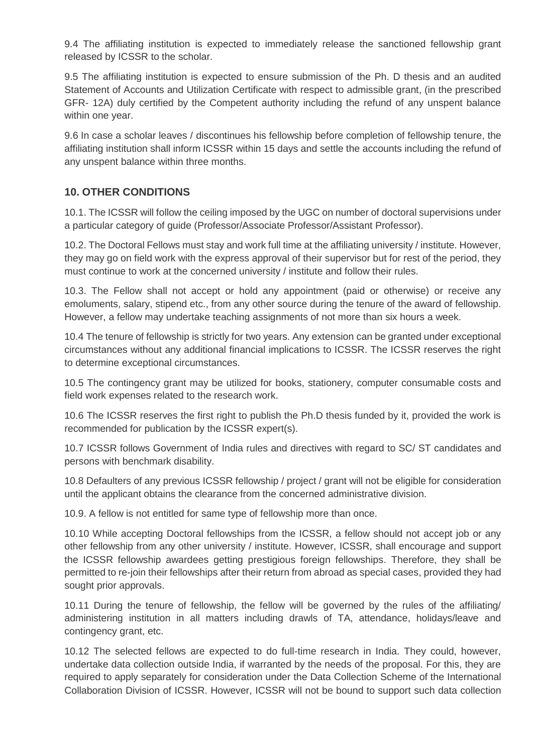9.4 The affiliating institution is expected to immediately release the sanctioned fellowship grant released by ICSSR to the scholar.

9.5 The affiliating institution is expected to ensure submission of the Ph. D thesis and an audited Statement of Accounts and Utilization Certificate with respect to admissible grant, (in the prescribed GFR- 12A) duly certified by the Competent authority including the refund of any unspent balance within one year.

9.6 In case a scholar leaves / discontinues his fellowship before completion of fellowship tenure, the affiliating institution shall inform ICSSR within 15 days and settle the accounts including the refund of any unspent balance within three months.

## 10. OTHER CONDITIONS

10.1. The ICSSR will follow the ceiling imposed by the UGC on number of doctoral supervisions under a particular category of guide (Professor/Associate Professor/Assistant Professor).

10.2. The Doctoral Fellows must stay and work full time at the affiliating university / institute. However, they may go on field work with the express approval of their supervisor but for rest of the period, they must continue to work at the concerned university / institute and follow their rules.

10.3. The Fellow shall not accept or hold any appointment (paid or otherwise) or receive any emoluments, salary, stipend etc., from any other source during the tenure of the award of fellowship. However, a fellow may undertake teaching assignments of not more than six hours a week.

10.4 The tenure of fellowship is strictly for two years. Any extension can be granted under exceptional circumstances without any additional financial implications to ICSSR. The ICSSR reserves the right to determine exceptional circumstances.

10.5 The contingency grant may be utilized for books, stationery, computer consumable costs and field work expenses related to the research work.

10.6 The ICSSR reserves the first right to publish the Ph.D thesis funded by it, provided the work is recommended for publication by the ICSSR expert(s).

10.7 ICSSR follows Government of India rules and directives with regard to SC/ ST candidates and persons with benchmark disability.

10.8 Defaulters of any previous ICSSR fellowship / project / grant will not be eligible for consideration until the applicant obtains the clearance from the concerned administrative division.

10.9. A fellow is not entitled for same type of fellowship more than once.

10.10 While accepting Doctoral fellowships from the ICSSR, a fellow should not accept job or any other fellowship from any other university / institute. However, ICSSR, shall encourage and support the ICSSR fellowship awardees getting prestigious foreign fellowships. Therefore, they shall be permitted to re-join their fellowships after their return from abroad as special cases, provided they had sought prior approvals.

10.11 During the tenure of fellowship, the fellow will be governed by the rules of the affiliating/ administering institution in all matters including drawls of TA, attendance, holidays/leave and contingency grant, etc.

10.12 The selected fellows are expected to do full-time research in India. They could, however, undertake data collection outside India, if warranted by the needs of the proposal. For this, they are required to apply separately for consideration under the Data Collection Scheme of the International Collaboration Division of ICSSR. However, ICSSR will not be bound to support such data collection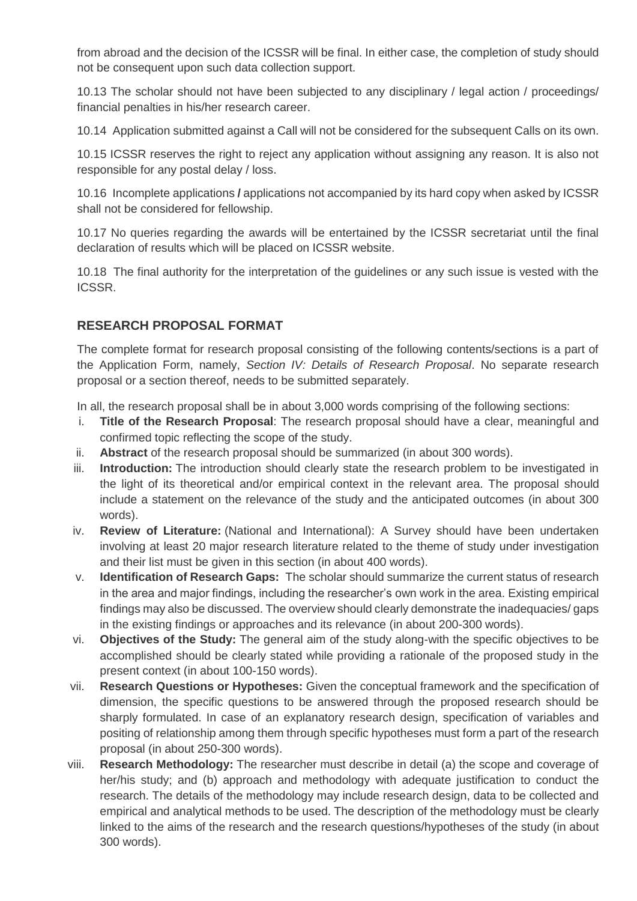from abroad and the decision of the ICSSR will be final. In either case, the completion of study should not be consequent upon such data collection support.

10.13 The scholar should not have been subjected to any disciplinary / legal action / proceedings/ financial penalties in his/her research career.

10.14 Application submitted against a Call will not be considered for the subsequent Calls on its own.

10.15 ICSSR reserves the right to reject any application without assigning any reason. It is also not responsible for any postal delay / loss.

10.16 Incomplete applications **/** applications not accompanied by its hard copy when asked by ICSSR shall not be considered for fellowship.

10.17 No queries regarding the awards will be entertained by the ICSSR secretariat until the final declaration of results which will be placed on ICSSR website.

10.18 The final authority for the interpretation of the guidelines or any such issue is vested with the ICSSR.

## RESEARCH PROPOSAL FORMAT

The complete format for research proposal consisting of the following contents/sections is a part of the Application Form, namely, *Section IV: Details of Research Proposal*. No separate research proposal or a section thereof, needs to be submitted separately.

In all, the research proposal shall be in about 3,000 words comprising of the following sections:

i. **Title of the Research Proposal**: The research proposal should have a clear, meaningful and confirmed topic reflecting the scope of the study.

ii. **Abstract** of the research proposal should be summarized (in about 300 words).

iii. **Introduction:** The introduction should clearly state the research problem to be investigated in the light of its theoretical and/or empirical context in the relevant area. The proposal should include a statement on the relevance of the study and the anticipated outcomes (in about 300 words).

iv. **Review of Literature:** (National and International): A Survey should have been undertaken involving at least 20 major research literature related to the theme of study under investigation and their list must be given in this section (in about 400 words).

v. **Identification of Research Gaps:** The scholar should summarize the current status of research in the area and major findings, including the researcher's own work in the area. Existing empirical findings may also be discussed. The overview should clearly demonstrate the inadequacies/ gaps in the existing findings or approaches and its relevance (in about 200-300 words).

vi. **Objectives of the Study:** The general aim of the study along-with the specific objectives to be accomplished should be clearly stated while providing a rationale of the proposed study in the present context (in about 100-150 words).

vii. **Research Questions or Hypotheses:** Given the conceptual framework and the specification of dimension, the specific questions to be answered through the proposed research should be sharply formulated. In case of an explanatory research design, specification of variables and positing of relationship among them through specific hypotheses must form a part of the research proposal (in about 250-300 words).

viii. **Research Methodology:** The researcher must describe in detail (a) the scope and coverage of her/his study; and (b) approach and methodology with adequate justification to conduct the research. The details of the methodology may include research design, data to be collected and empirical and analytical methods to be used. The description of the methodology must be clearly linked to the aims of the research and the research questions/hypotheses of the study (in about 300 words).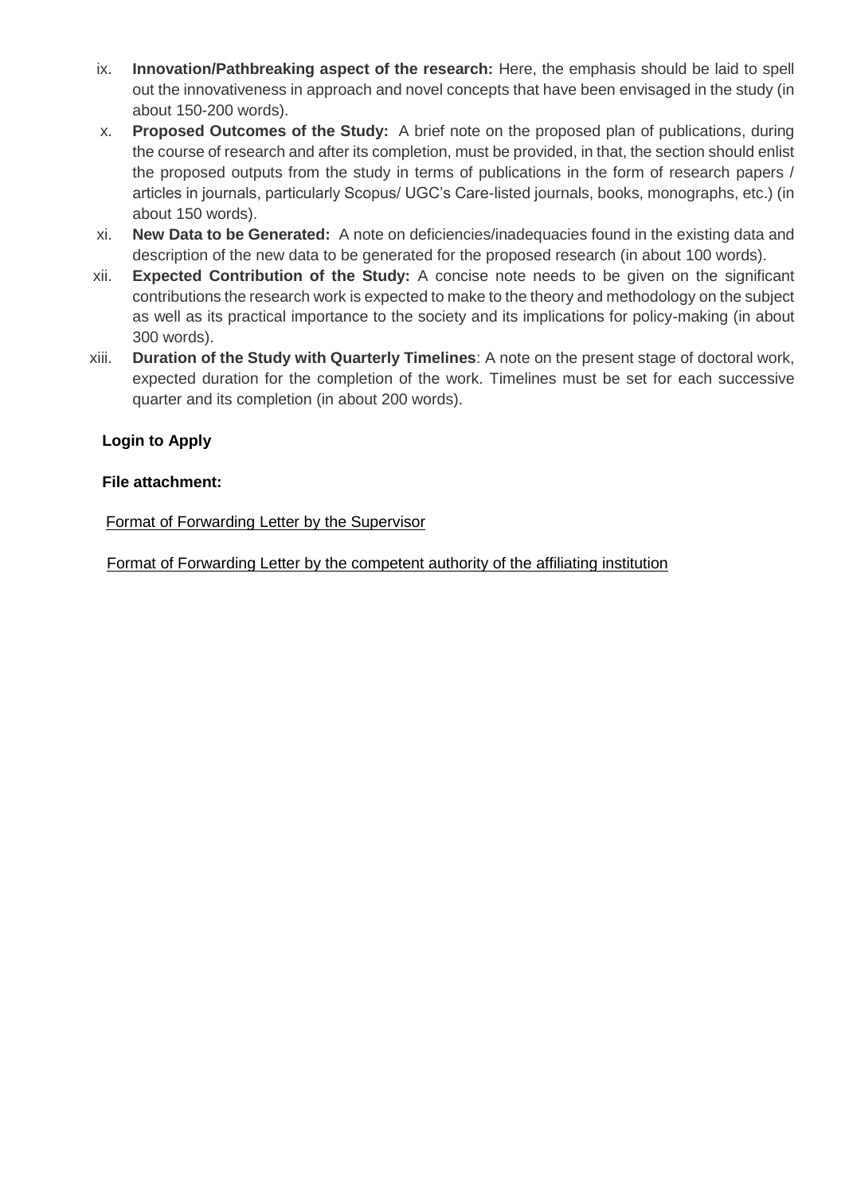ix. **Innovation/Pathbreaking aspect of the research:** Here, the emphasis should be laid to spell out the innovativeness in approach and novel concepts that have been envisaged in the study (in about 150-200 words).

x. **Proposed Outcomes of the Study:** A brief note on the proposed plan of publications, during the course of research and after its completion, must be provided, in that, the section should enlist the proposed outputs from the study in terms of publications in the form of research papers / articles in journals, particularly Scopus/ UGC's Care-listed journals, books, monographs, etc.) (in about 150 words).

xi. **New Data to be Generated:** A note on deficiencies/inadequacies found in the existing data and description of the new data to be generated for the proposed research (in about 100 words).

xii. **Expected Contribution of the Study:** A concise note needs to be given on the significant contributions the research work is expected to make to the theory and methodology on the subject as well as its practical importance to the society and its implications for policy-making (in about 300 words).

xiii. **Duration of the Study with Quarterly Timelines**: A note on the present stage of doctoral work, expected duration for the completion of the work. Timelines must be set for each successive quarter and its completion (in about 200 words).

**Login to Apply**

**File attachment:**

Format of Forwarding Letter by the Supervisor

Format of Forwarding Letter by the competent authority of the affiliating institution